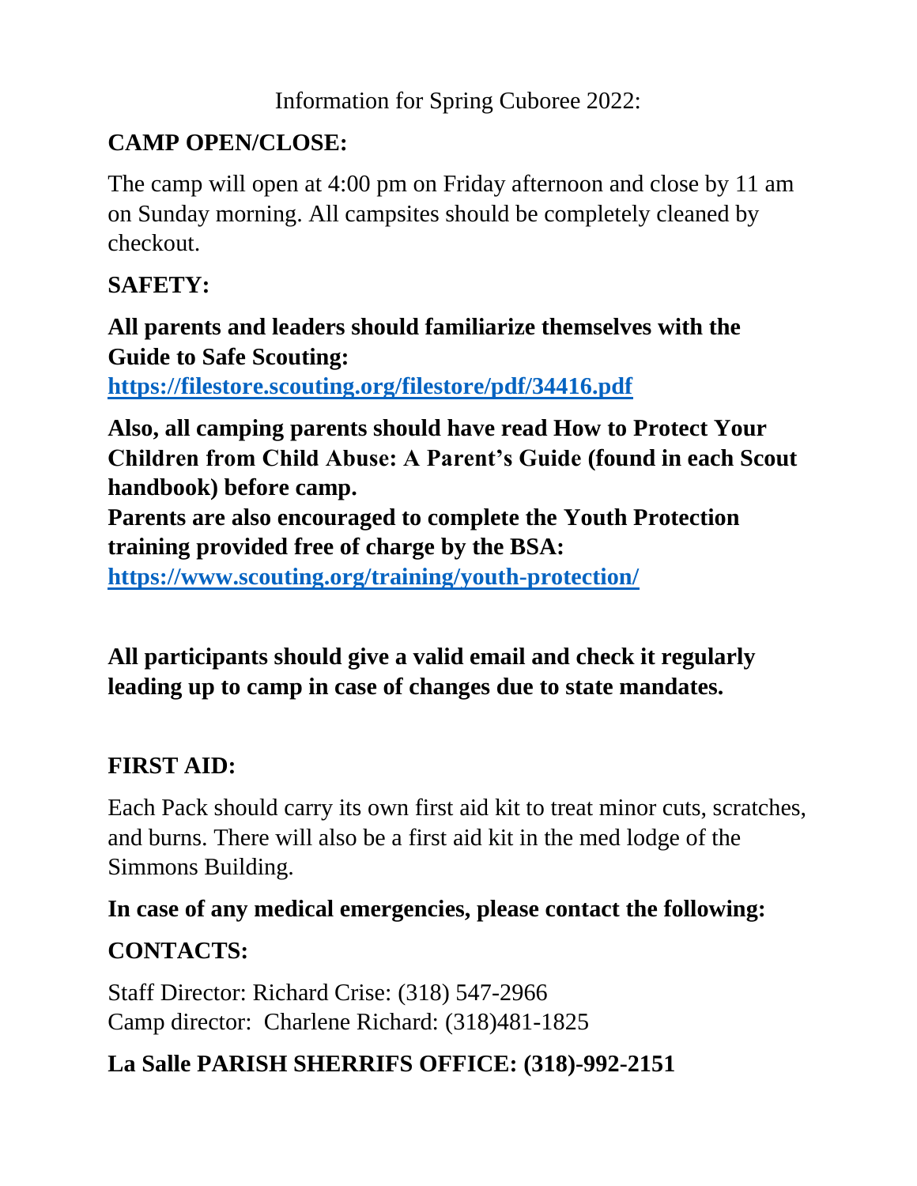Information for Spring Cuboree 2022:

## CAMP OPEN/CLOSE:

The camp will open at 4:00 pm on Friday afternoon and close by 11 am on Sunday morning. All campsites should be completely cleaned by checkout.

## SAFETY:

**All parents and leaders should familiarize themselves with the Guide to Safe Scouting:**
**https://filestore.scouting.org/filestore/pdf/34416.pdf**

**Also, all camping parents should have read How to Protect Your Children from Child Abuse: A Parent's Guide (found in each Scout handbook) before camp.**
**Parents are also encouraged to complete the Youth Protection training provided free of charge by the BSA:**
**https://www.scouting.org/training/youth-protection/**

**All participants should give a valid email and check it regularly leading up to camp in case of changes due to state mandates.**

## FIRST AID:

Each Pack should carry its own first aid kit to treat minor cuts, scratches, and burns. There will also be a first aid kit in the med lodge of the Simmons Building.

**In case of any medical emergencies, please contact the following:**

## CONTACTS:

Staff Director: Richard Crise: (318) 547-2966
Camp director: Charlene Richard: (318)481-1825

**La Salle PARISH SHERRIFS OFFICE: (318)-992-2151**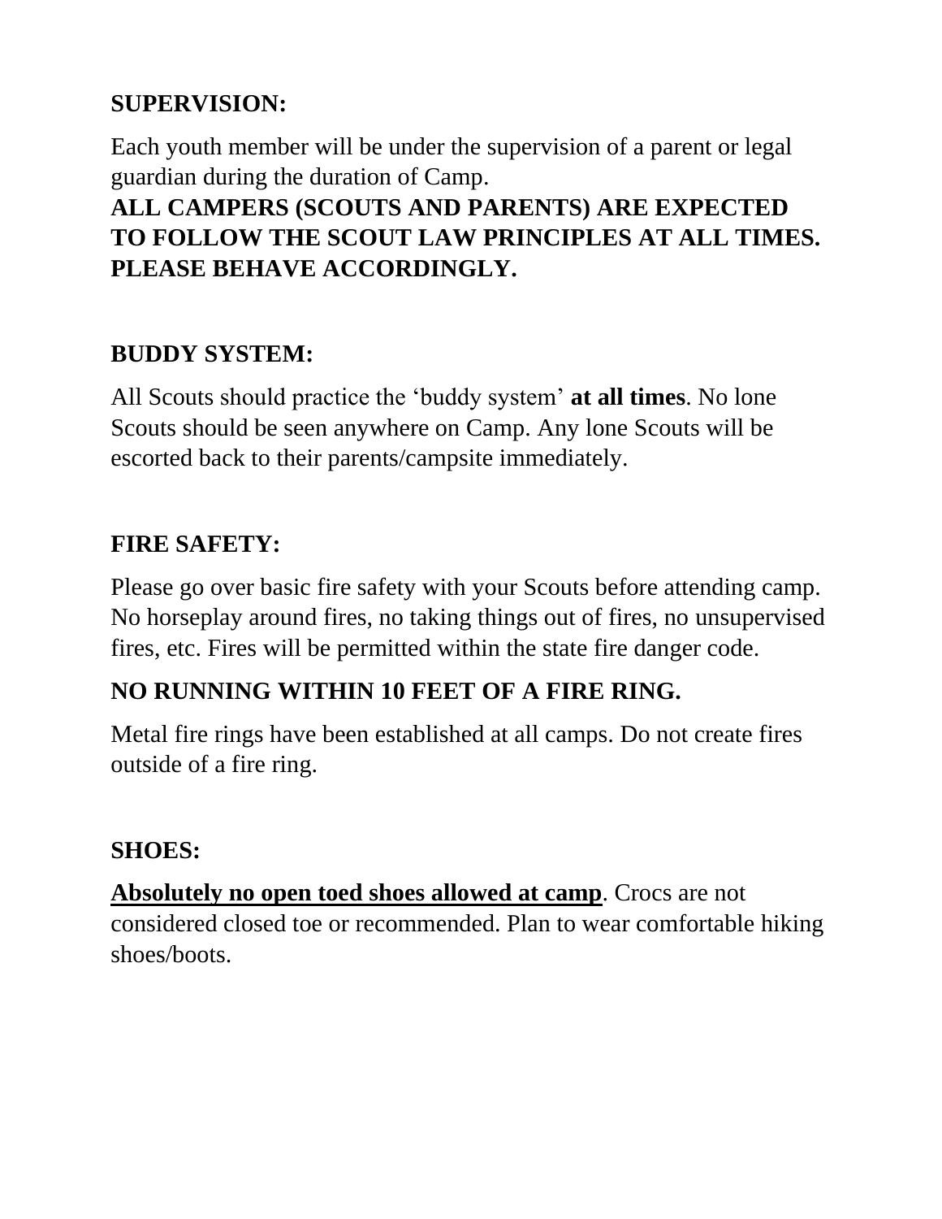**SUPERVISION:**

Each youth member will be under the supervision of a parent or legal guardian during the duration of Camp.

**ALL CAMPERS (SCOUTS AND PARENTS) ARE EXPECTED TO FOLLOW THE SCOUT LAW PRINCIPLES AT ALL TIMES. PLEASE BEHAVE ACCORDINGLY.**

**BUDDY SYSTEM:**

All Scouts should practice the 'buddy system' **at all times**. No lone Scouts should be seen anywhere on Camp. Any lone Scouts will be escorted back to their parents/campsite immediately.

**FIRE SAFETY:**

Please go over basic fire safety with your Scouts before attending camp. No horseplay around fires, no taking things out of fires, no unsupervised fires, etc. Fires will be permitted within the state fire danger code.

**NO RUNNING WITHIN 10 FEET OF A FIRE RING.**

Metal fire rings have been established at all camps. Do not create fires outside of a fire ring.

**SHOES:**

<u>**Absolutely no open toed shoes allowed at camp**</u>. Crocs are not considered closed toe or recommended. Plan to wear comfortable hiking shoes/boots.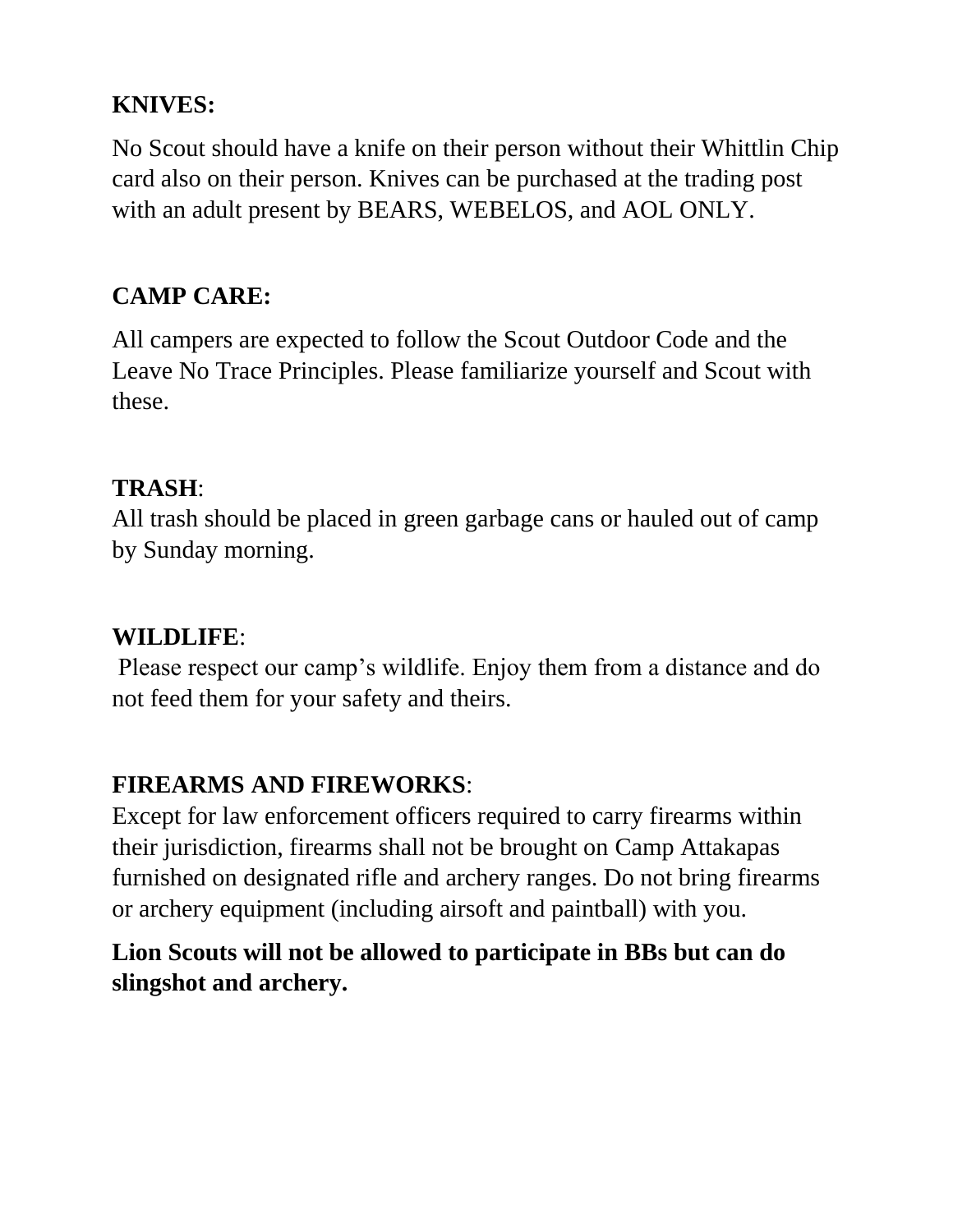**KNIVES:**

No Scout should have a knife on their person without their Whittlin Chip card also on their person. Knives can be purchased at the trading post with an adult present by BEARS, WEBELOS, and AOL ONLY.

**CAMP CARE:**

All campers are expected to follow the Scout Outdoor Code and the Leave No Trace Principles. Please familiarize yourself and Scout with these.

**TRASH**:
All trash should be placed in green garbage cans or hauled out of camp by Sunday morning.

**WILDLIFE**:
Please respect our camp's wildlife. Enjoy them from a distance and do not feed them for your safety and theirs.

**FIREARMS AND FIREWORKS**:
Except for law enforcement officers required to carry firearms within their jurisdiction, firearms shall not be brought on Camp Attakapas furnished on designated rifle and archery ranges. Do not bring firearms or archery equipment (including airsoft and paintball) with you.

**Lion Scouts will not be allowed to participate in BBs but can do slingshot and archery.**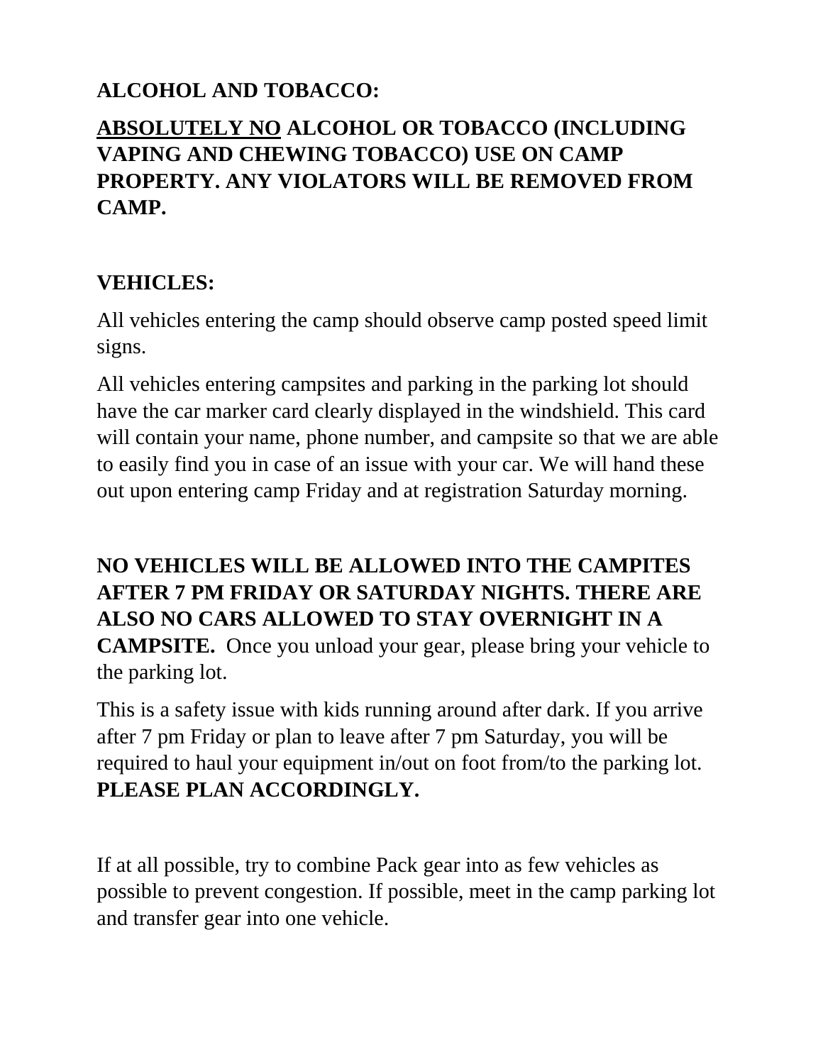**ALCOHOL AND TOBACCO:**

**ABSOLUTELY NO ALCOHOL OR TOBACCO (INCLUDING VAPING AND CHEWING TOBACCO) USE ON CAMP PROPERTY. ANY VIOLATORS WILL BE REMOVED FROM CAMP.**

**VEHICLES:**

All vehicles entering the camp should observe camp posted speed limit signs.

All vehicles entering campsites and parking in the parking lot should have the car marker card clearly displayed in the windshield. This card will contain your name, phone number, and campsite so that we are able to easily find you in case of an issue with your car. We will hand these out upon entering camp Friday and at registration Saturday morning.

**NO VEHICLES WILL BE ALLOWED INTO THE CAMPITES AFTER 7 PM FRIDAY OR SATURDAY NIGHTS. THERE ARE ALSO NO CARS ALLOWED TO STAY OVERNIGHT IN A CAMPSITE.** Once you unload your gear, please bring your vehicle to the parking lot.

This is a safety issue with kids running around after dark. If you arrive after 7 pm Friday or plan to leave after 7 pm Saturday, you will be required to haul your equipment in/out on foot from/to the parking lot. **PLEASE PLAN ACCORDINGLY.**

If at all possible, try to combine Pack gear into as few vehicles as possible to prevent congestion. If possible, meet in the camp parking lot and transfer gear into one vehicle.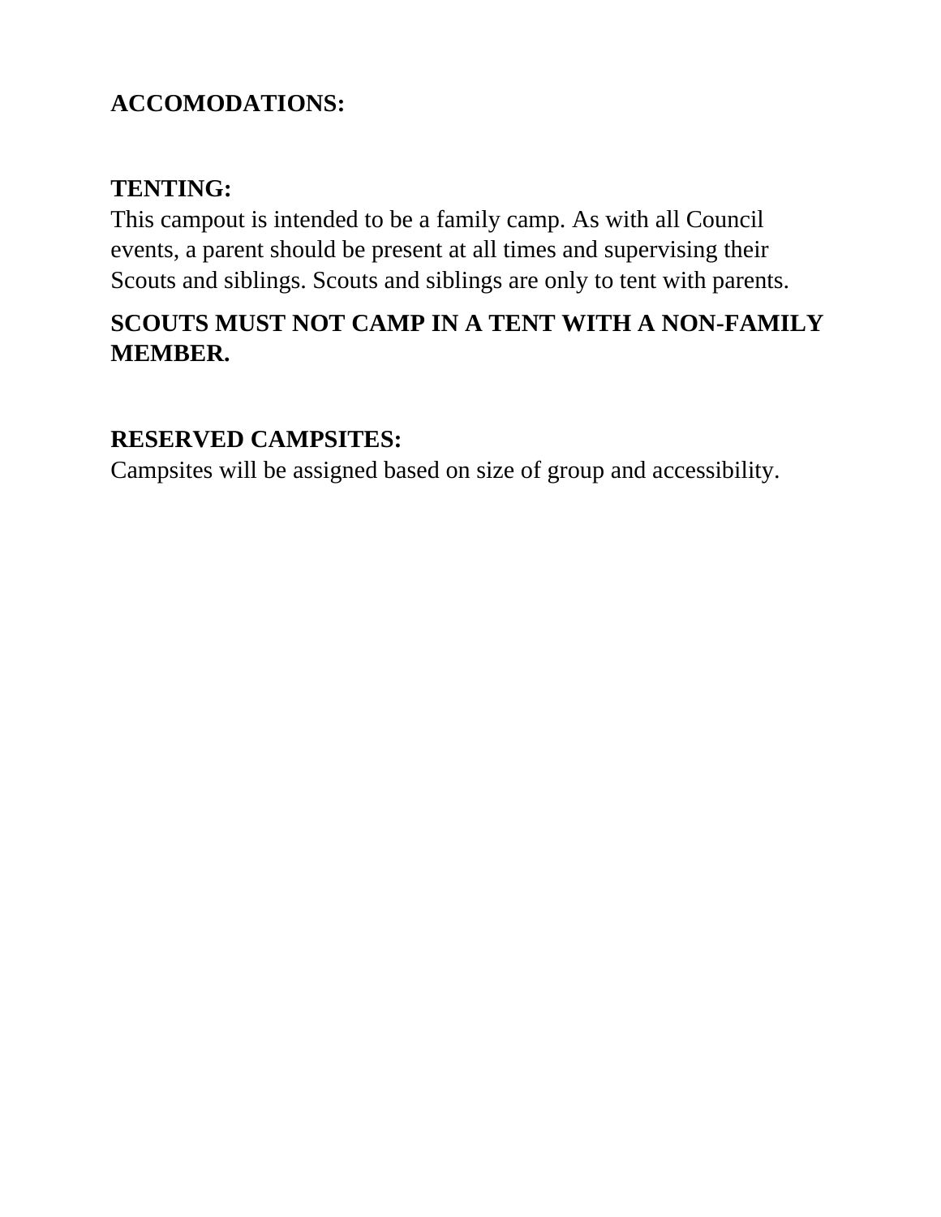## ACCOMODATIONS:

### TENTING:

This campout is intended to be a family camp. As with all Council events, a parent should be present at all times and supervising their Scouts and siblings. Scouts and siblings are only to tent with parents.

**SCOUTS MUST NOT CAMP IN A TENT WITH A NON-FAMILY MEMBER.**

### RESERVED CAMPSITES:

Campsites will be assigned based on size of group and accessibility.